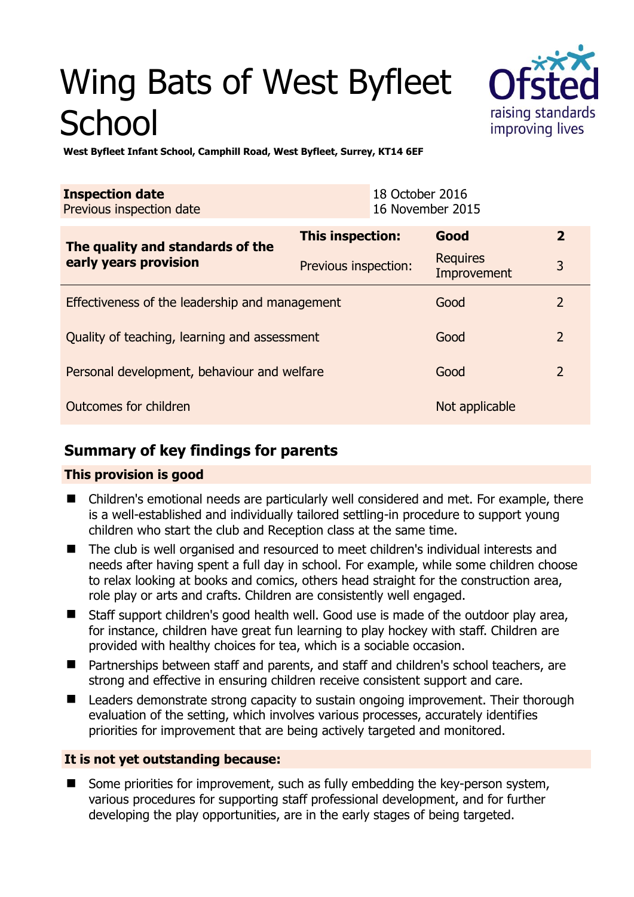# Wing Bats of West Byfleet School

**West Byfleet Infant School, Camphill Road, West Byfleet, Surrey, KT14 6EF**

| **Inspection date** | 18 October 2016 |
|---|---|
| Previous inspection date | 16 November 2015 |

| **The quality and standards of the early years provision** | **This inspection:** | **Good** | **2** |
|---|---|---|---|
| | Previous inspection: | Requires Improvement | 3 |
| Effectiveness of the leadership and management | | Good | 2 |
| Quality of teaching, learning and assessment | | Good | 2 |
| Personal development, behaviour and welfare | | Good | 2 |
| Outcomes for children | | Not applicable | |

## Summary of key findings for parents

### This provision is good

- Children's emotional needs are particularly well considered and met. For example, there is a well-established and individually tailored settling-in procedure to support young children who start the club and Reception class at the same time.
- The club is well organised and resourced to meet children's individual interests and needs after having spent a full day in school. For example, while some children choose to relax looking at books and comics, others head straight for the construction area, role play or arts and crafts. Children are consistently well engaged.
- Staff support children's good health well. Good use is made of the outdoor play area, for instance, children have great fun learning to play hockey with staff. Children are provided with healthy choices for tea, which is a sociable occasion.
- Partnerships between staff and parents, and staff and children's school teachers, are strong and effective in ensuring children receive consistent support and care.
- Leaders demonstrate strong capacity to sustain ongoing improvement. Their thorough evaluation of the setting, which involves various processes, accurately identifies priorities for improvement that are being actively targeted and monitored.

### It is not yet outstanding because:

- Some priorities for improvement, such as fully embedding the key-person system, various procedures for supporting staff professional development, and for further developing the play opportunities, are in the early stages of being targeted.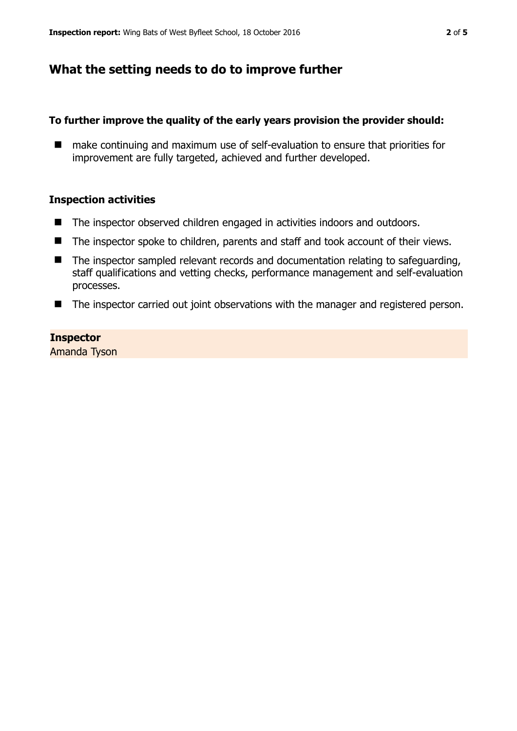## What the setting needs to do to improve further

**To further improve the quality of the early years provision the provider should:**

- make continuing and maximum use of self-evaluation to ensure that priorities for improvement are fully targeted, achieved and further developed.

### Inspection activities

- The inspector observed children engaged in activities indoors and outdoors.
- The inspector spoke to children, parents and staff and took account of their views.
- The inspector sampled relevant records and documentation relating to safeguarding, staff qualifications and vetting checks, performance management and self-evaluation processes.
- The inspector carried out joint observations with the manager and registered person.

**Inspector**
Amanda Tyson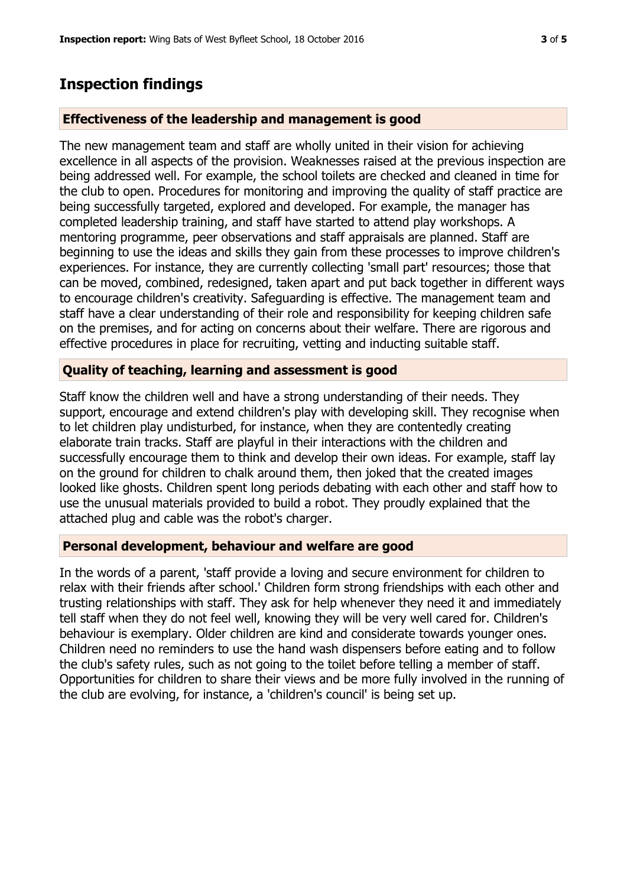# Inspection findings

### Effectiveness of the leadership and management is good

The new management team and staff are wholly united in their vision for achieving excellence in all aspects of the provision. Weaknesses raised at the previous inspection are being addressed well. For example, the school toilets are checked and cleaned in time for the club to open. Procedures for monitoring and improving the quality of staff practice are being successfully targeted, explored and developed. For example, the manager has completed leadership training, and staff have started to attend play workshops. A mentoring programme, peer observations and staff appraisals are planned. Staff are beginning to use the ideas and skills they gain from these processes to improve children's experiences. For instance, they are currently collecting 'small part' resources; those that can be moved, combined, redesigned, taken apart and put back together in different ways to encourage children's creativity. Safeguarding is effective. The management team and staff have a clear understanding of their role and responsibility for keeping children safe on the premises, and for acting on concerns about their welfare. There are rigorous and effective procedures in place for recruiting, vetting and inducting suitable staff.

### Quality of teaching, learning and assessment is good

Staff know the children well and have a strong understanding of their needs. They support, encourage and extend children's play with developing skill. They recognise when to let children play undisturbed, for instance, when they are contentedly creating elaborate train tracks. Staff are playful in their interactions with the children and successfully encourage them to think and develop their own ideas. For example, staff lay on the ground for children to chalk around them, then joked that the created images looked like ghosts. Children spent long periods debating with each other and staff how to use the unusual materials provided to build a robot. They proudly explained that the attached plug and cable was the robot's charger.

### Personal development, behaviour and welfare are good

In the words of a parent, 'staff provide a loving and secure environment for children to relax with their friends after school.' Children form strong friendships with each other and trusting relationships with staff. They ask for help whenever they need it and immediately tell staff when they do not feel well, knowing they will be very well cared for. Children's behaviour is exemplary. Older children are kind and considerate towards younger ones. Children need no reminders to use the hand wash dispensers before eating and to follow the club's safety rules, such as not going to the toilet before telling a member of staff. Opportunities for children to share their views and be more fully involved in the running of the club are evolving, for instance, a 'children's council' is being set up.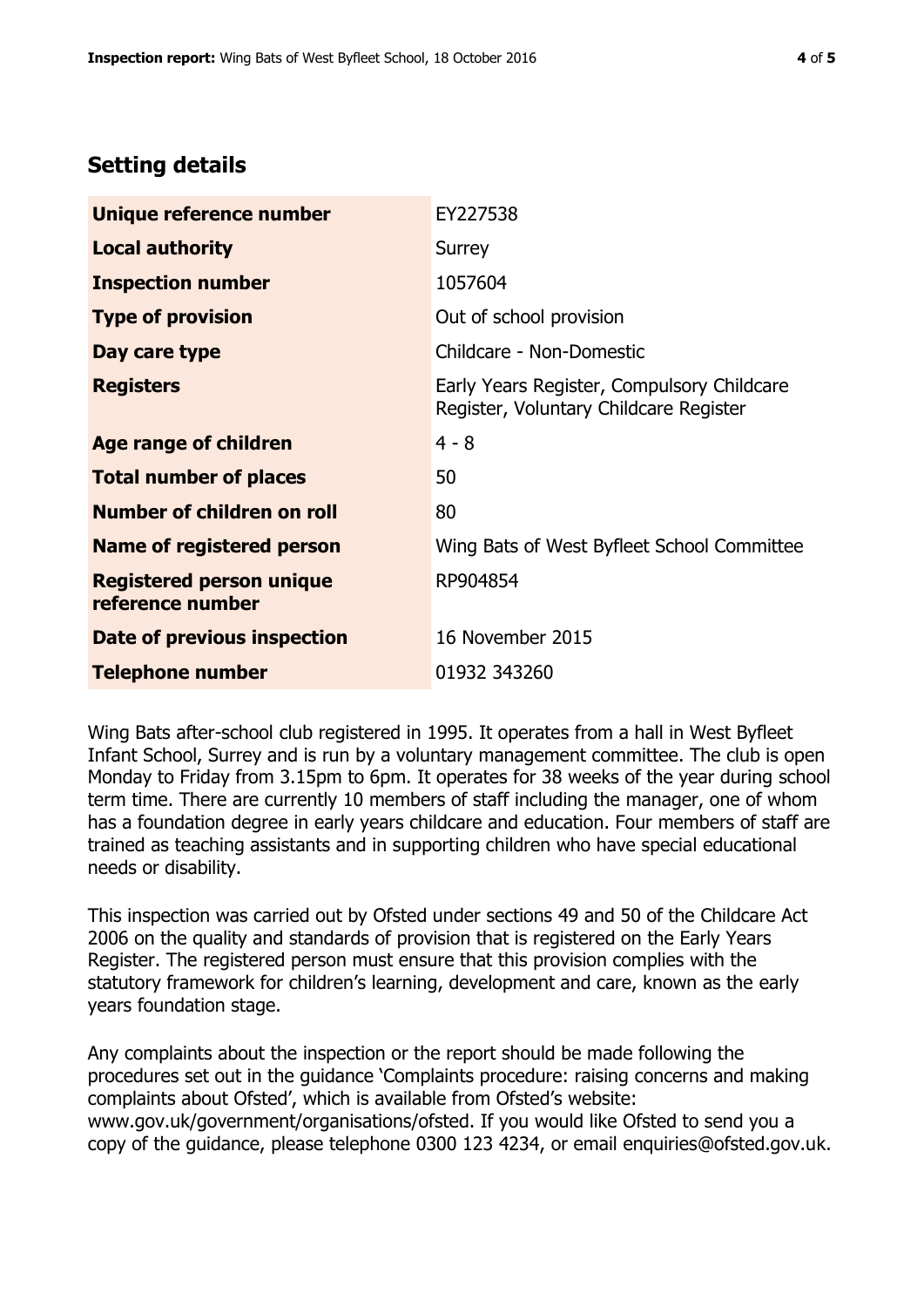## Setting details

| | |
|---|---|
| **Unique reference number** | EY227538 |
| **Local authority** | Surrey |
| **Inspection number** | 1057604 |
| **Type of provision** | Out of school provision |
| **Day care type** | Childcare - Non-Domestic |
| **Registers** | Early Years Register, Compulsory Childcare Register, Voluntary Childcare Register |
| **Age range of children** | 4 - 8 |
| **Total number of places** | 50 |
| **Number of children on roll** | 80 |
| **Name of registered person** | Wing Bats of West Byfleet School Committee |
| **Registered person unique reference number** | RP904854 |
| **Date of previous inspection** | 16 November 2015 |
| **Telephone number** | 01932 343260 |

Wing Bats after-school club registered in 1995. It operates from a hall in West Byfleet Infant School, Surrey and is run by a voluntary management committee. The club is open Monday to Friday from 3.15pm to 6pm. It operates for 38 weeks of the year during school term time. There are currently 10 members of staff including the manager, one of whom has a foundation degree in early years childcare and education. Four members of staff are trained as teaching assistants and in supporting children who have special educational needs or disability.

This inspection was carried out by Ofsted under sections 49 and 50 of the Childcare Act 2006 on the quality and standards of provision that is registered on the Early Years Register. The registered person must ensure that this provision complies with the statutory framework for children's learning, development and care, known as the early years foundation stage.

Any complaints about the inspection or the report should be made following the procedures set out in the guidance 'Complaints procedure: raising concerns and making complaints about Ofsted', which is available from Ofsted's website: www.gov.uk/government/organisations/ofsted. If you would like Ofsted to send you a copy of the guidance, please telephone 0300 123 4234, or email enquiries@ofsted.gov.uk.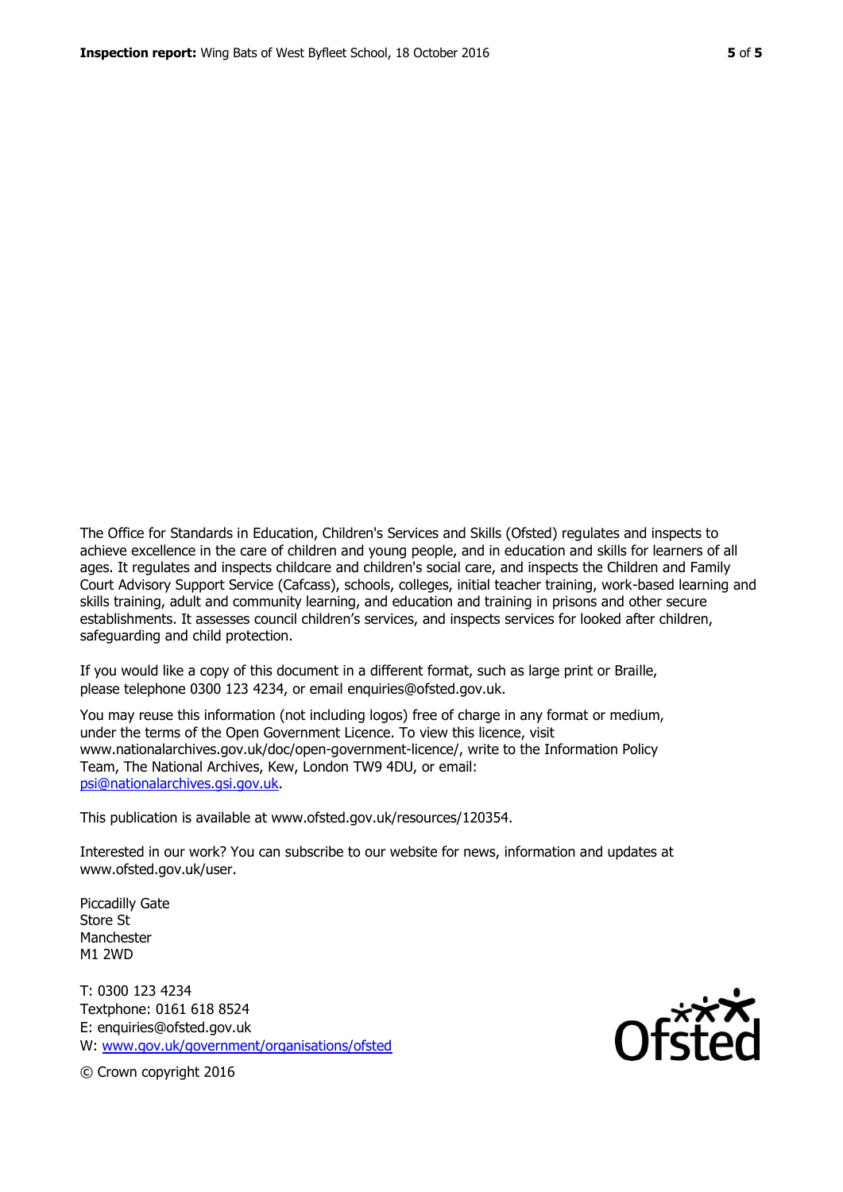The Office for Standards in Education, Children's Services and Skills (Ofsted) regulates and inspects to achieve excellence in the care of children and young people, and in education and skills for learners of all ages. It regulates and inspects childcare and children's social care, and inspects the Children and Family Court Advisory Support Service (Cafcass), schools, colleges, initial teacher training, work-based learning and skills training, adult and community learning, and education and training in prisons and other secure establishments. It assesses council children's services, and inspects services for looked after children, safeguarding and child protection.

If you would like a copy of this document in a different format, such as large print or Braille, please telephone 0300 123 4234, or email enquiries@ofsted.gov.uk.

You may reuse this information (not including logos) free of charge in any format or medium, under the terms of the Open Government Licence. To view this licence, visit www.nationalarchives.gov.uk/doc/open-government-licence/, write to the Information Policy Team, The National Archives, Kew, London TW9 4DU, or email: psi@nationalarchives.gsi.gov.uk.

This publication is available at www.ofsted.gov.uk/resources/120354.

Interested in our work? You can subscribe to our website for news, information and updates at www.ofsted.gov.uk/user.

Piccadilly Gate
Store St
Manchester
M1 2WD

T: 0300 123 4234
Textphone: 0161 618 8524
E: enquiries@ofsted.gov.uk
W: www.gov.uk/government/organisations/ofsted

© Crown copyright 2016